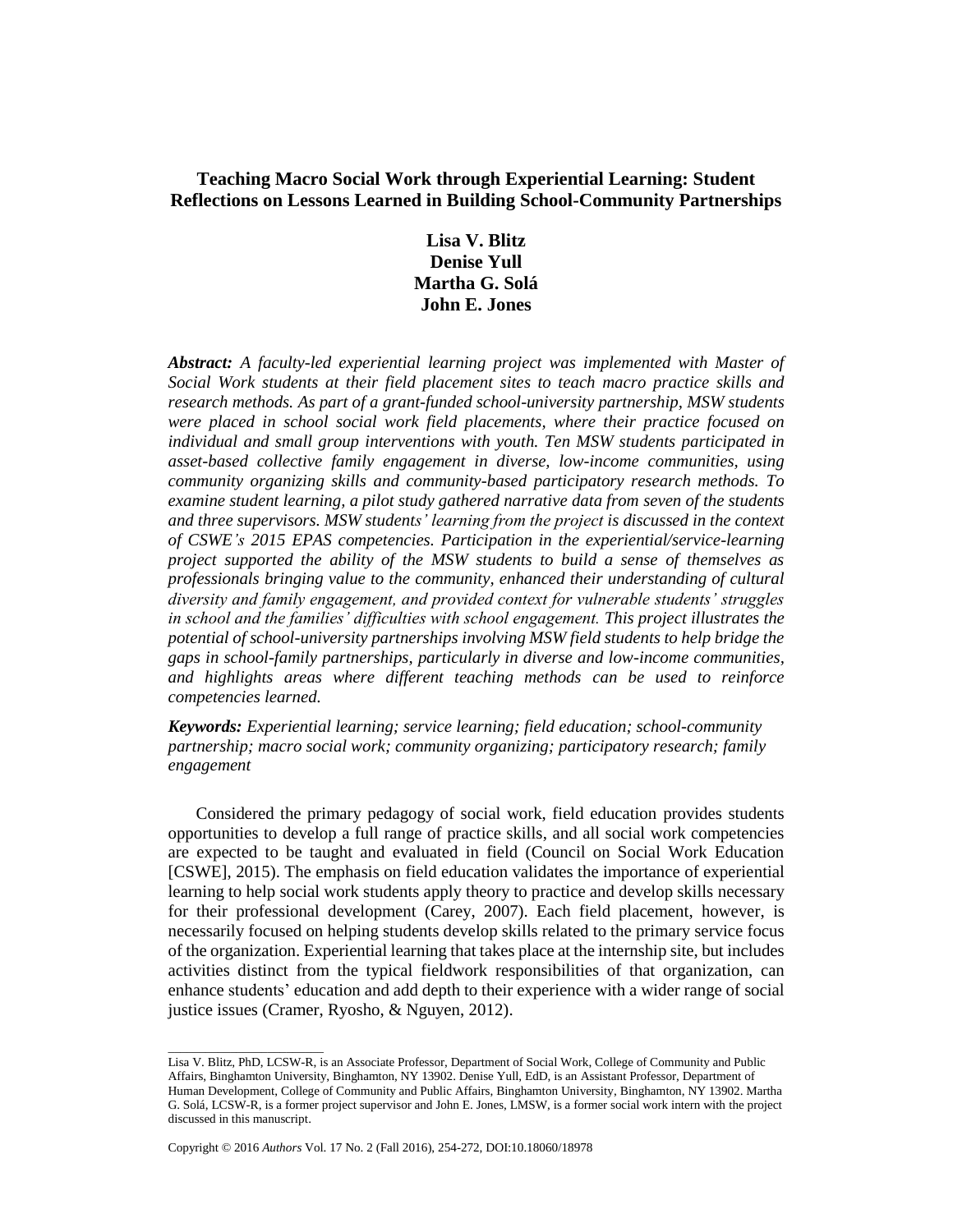# Teaching Macro Social Work through Experiential Learning: Student Reflections on Lessons Learned in Building School-Community Partnerships

**Lisa V. Blitz**
**Denise Yull**
**Martha G. Solá**
**John E. Jones**

***Abstract:*** *A faculty-led experiential learning project was implemented with Master of Social Work students at their field placement sites to teach macro practice skills and research methods. As part of a grant-funded school-university partnership, MSW students were placed in school social work field placements, where their practice focused on individual and small group interventions with youth. Ten MSW students participated in asset-based collective family engagement in diverse, low-income communities, using community organizing skills and community-based participatory research methods. To examine student learning, a pilot study gathered narrative data from seven of the students and three supervisors. MSW students' learning from the project is discussed in the context of CSWE's 2015 EPAS competencies. Participation in the experiential/service-learning project supported the ability of the MSW students to build a sense of themselves as professionals bringing value to the community, enhanced their understanding of cultural diversity and family engagement, and provided context for vulnerable students' struggles in school and the families' difficulties with school engagement. This project illustrates the potential of school-university partnerships involving MSW field students to help bridge the gaps in school-family partnerships, particularly in diverse and low-income communities, and highlights areas where different teaching methods can be used to reinforce competencies learned.*

***Keywords:*** *Experiential learning; service learning; field education; school-community partnership; macro social work; community organizing; participatory research; family engagement*

Considered the primary pedagogy of social work, field education provides students opportunities to develop a full range of practice skills, and all social work competencies are expected to be taught and evaluated in field (Council on Social Work Education [CSWE], 2015). The emphasis on field education validates the importance of experiential learning to help social work students apply theory to practice and develop skills necessary for their professional development (Carey, 2007). Each field placement, however, is necessarily focused on helping students develop skills related to the primary service focus of the organization. Experiential learning that takes place at the internship site, but includes activities distinct from the typical fieldwork responsibilities of that organization, can enhance students' education and add depth to their experience with a wider range of social justice issues (Cramer, Ryosho, & Nguyen, 2012).

---

Lisa V. Blitz, PhD, LCSW-R, is an Associate Professor, Department of Social Work, College of Community and Public Affairs, Binghamton University, Binghamton, NY 13902. Denise Yull, EdD, is an Assistant Professor, Department of Human Development, College of Community and Public Affairs, Binghamton University, Binghamton, NY 13902. Martha G. Solá, LCSW-R, is a former project supervisor and John E. Jones, LMSW, is a former social work intern with the project discussed in this manuscript.

Copyright © 2016 *Authors* Vol. 17 No. 2 (Fall 2016), 254-272, DOI:10.18060/18978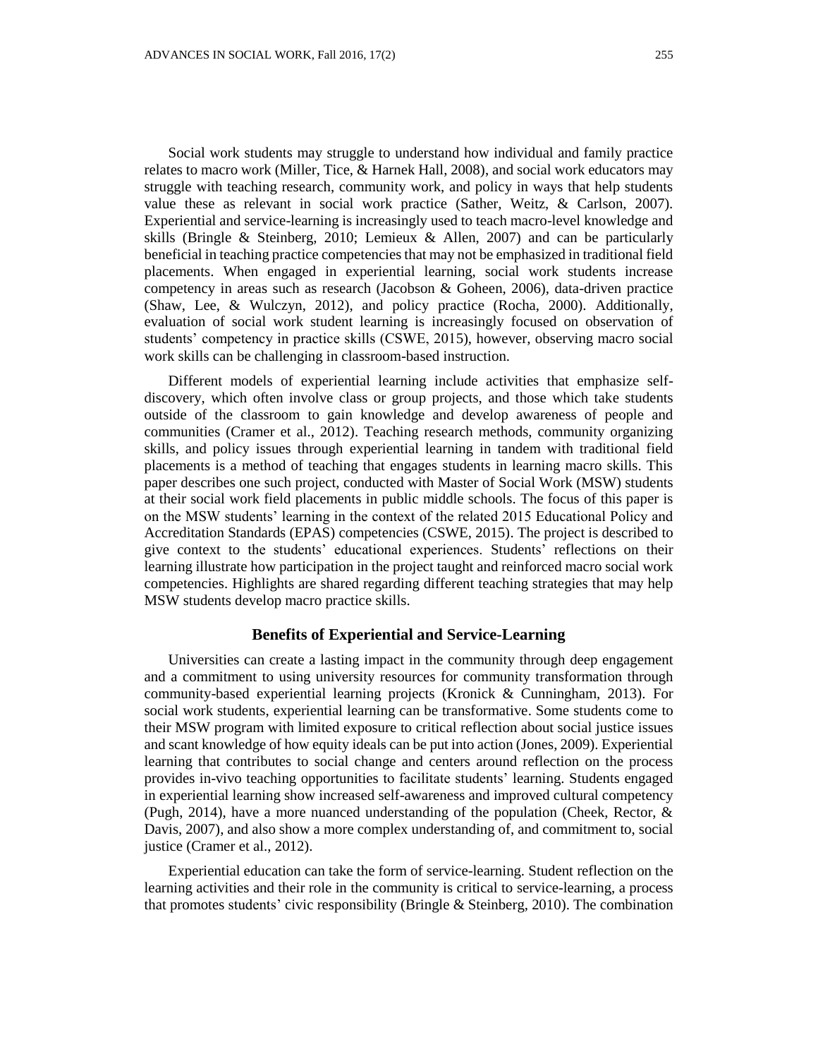Social work students may struggle to understand how individual and family practice relates to macro work (Miller, Tice, & Harnek Hall, 2008), and social work educators may struggle with teaching research, community work, and policy in ways that help students value these as relevant in social work practice (Sather, Weitz, & Carlson, 2007). Experiential and service-learning is increasingly used to teach macro-level knowledge and skills (Bringle & Steinberg, 2010; Lemieux & Allen, 2007) and can be particularly beneficial in teaching practice competencies that may not be emphasized in traditional field placements. When engaged in experiential learning, social work students increase competency in areas such as research (Jacobson & Goheen, 2006), data-driven practice (Shaw, Lee, & Wulczyn, 2012), and policy practice (Rocha, 2000). Additionally, evaluation of social work student learning is increasingly focused on observation of students' competency in practice skills (CSWE, 2015), however, observing macro social work skills can be challenging in classroom-based instruction.

Different models of experiential learning include activities that emphasize self-discovery, which often involve class or group projects, and those which take students outside of the classroom to gain knowledge and develop awareness of people and communities (Cramer et al., 2012). Teaching research methods, community organizing skills, and policy issues through experiential learning in tandem with traditional field placements is a method of teaching that engages students in learning macro skills. This paper describes one such project, conducted with Master of Social Work (MSW) students at their social work field placements in public middle schools. The focus of this paper is on the MSW students' learning in the context of the related 2015 Educational Policy and Accreditation Standards (EPAS) competencies (CSWE, 2015). The project is described to give context to the students' educational experiences. Students' reflections on their learning illustrate how participation in the project taught and reinforced macro social work competencies. Highlights are shared regarding different teaching strategies that may help MSW students develop macro practice skills.

## Benefits of Experiential and Service-Learning

Universities can create a lasting impact in the community through deep engagement and a commitment to using university resources for community transformation through community-based experiential learning projects (Kronick & Cunningham, 2013). For social work students, experiential learning can be transformative. Some students come to their MSW program with limited exposure to critical reflection about social justice issues and scant knowledge of how equity ideals can be put into action (Jones, 2009). Experiential learning that contributes to social change and centers around reflection on the process provides in-vivo teaching opportunities to facilitate students' learning. Students engaged in experiential learning show increased self-awareness and improved cultural competency (Pugh, 2014), have a more nuanced understanding of the population (Cheek, Rector, & Davis, 2007), and also show a more complex understanding of, and commitment to, social justice (Cramer et al., 2012).

Experiential education can take the form of service-learning. Student reflection on the learning activities and their role in the community is critical to service-learning, a process that promotes students' civic responsibility (Bringle & Steinberg, 2010). The combination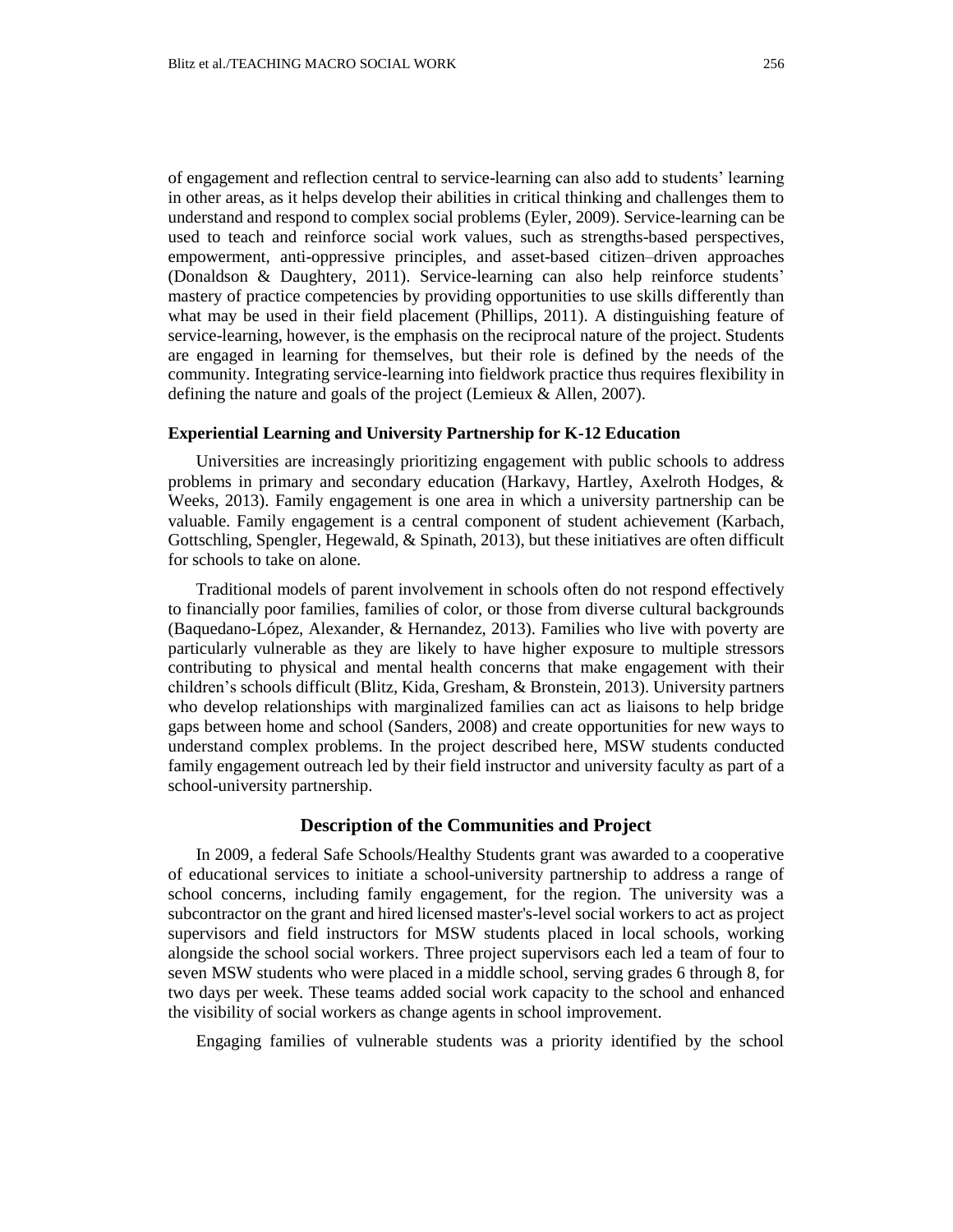of engagement and reflection central to service-learning can also add to students' learning in other areas, as it helps develop their abilities in critical thinking and challenges them to understand and respond to complex social problems (Eyler, 2009). Service-learning can be used to teach and reinforce social work values, such as strengths-based perspectives, empowerment, anti-oppressive principles, and asset-based citizen–driven approaches (Donaldson & Daughtery, 2011). Service-learning can also help reinforce students' mastery of practice competencies by providing opportunities to use skills differently than what may be used in their field placement (Phillips, 2011). A distinguishing feature of service-learning, however, is the emphasis on the reciprocal nature of the project. Students are engaged in learning for themselves, but their role is defined by the needs of the community. Integrating service-learning into fieldwork practice thus requires flexibility in defining the nature and goals of the project (Lemieux & Allen, 2007).

### Experiential Learning and University Partnership for K-12 Education

Universities are increasingly prioritizing engagement with public schools to address problems in primary and secondary education (Harkavy, Hartley, Axelroth Hodges, & Weeks, 2013). Family engagement is one area in which a university partnership can be valuable. Family engagement is a central component of student achievement (Karbach, Gottschling, Spengler, Hegewald, & Spinath, 2013), but these initiatives are often difficult for schools to take on alone.

Traditional models of parent involvement in schools often do not respond effectively to financially poor families, families of color, or those from diverse cultural backgrounds (Baquedano-López, Alexander, & Hernandez, 2013). Families who live with poverty are particularly vulnerable as they are likely to have higher exposure to multiple stressors contributing to physical and mental health concerns that make engagement with their children's schools difficult (Blitz, Kida, Gresham, & Bronstein, 2013). University partners who develop relationships with marginalized families can act as liaisons to help bridge gaps between home and school (Sanders, 2008) and create opportunities for new ways to understand complex problems. In the project described here, MSW students conducted family engagement outreach led by their field instructor and university faculty as part of a school-university partnership.

## Description of the Communities and Project

In 2009, a federal Safe Schools/Healthy Students grant was awarded to a cooperative of educational services to initiate a school-university partnership to address a range of school concerns, including family engagement, for the region. The university was a subcontractor on the grant and hired licensed master's-level social workers to act as project supervisors and field instructors for MSW students placed in local schools, working alongside the school social workers. Three project supervisors each led a team of four to seven MSW students who were placed in a middle school, serving grades 6 through 8, for two days per week. These teams added social work capacity to the school and enhanced the visibility of social workers as change agents in school improvement.

Engaging families of vulnerable students was a priority identified by the school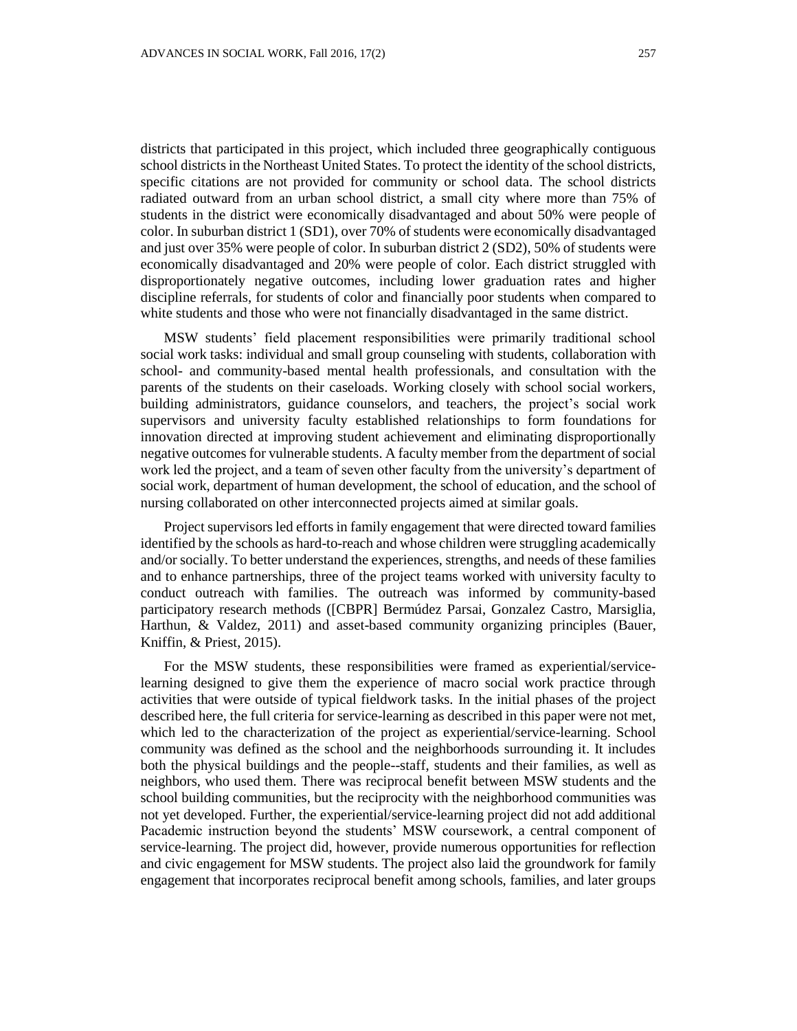districts that participated in this project, which included three geographically contiguous school districts in the Northeast United States. To protect the identity of the school districts, specific citations are not provided for community or school data. The school districts radiated outward from an urban school district, a small city where more than 75% of students in the district were economically disadvantaged and about 50% were people of color. In suburban district 1 (SD1), over 70% of students were economically disadvantaged and just over 35% were people of color. In suburban district 2 (SD2), 50% of students were economically disadvantaged and 20% were people of color. Each district struggled with disproportionately negative outcomes, including lower graduation rates and higher discipline referrals, for students of color and financially poor students when compared to white students and those who were not financially disadvantaged in the same district.

MSW students' field placement responsibilities were primarily traditional school social work tasks: individual and small group counseling with students, collaboration with school- and community-based mental health professionals, and consultation with the parents of the students on their caseloads. Working closely with school social workers, building administrators, guidance counselors, and teachers, the project's social work supervisors and university faculty established relationships to form foundations for innovation directed at improving student achievement and eliminating disproportionally negative outcomes for vulnerable students. A faculty member from the department of social work led the project, and a team of seven other faculty from the university's department of social work, department of human development, the school of education, and the school of nursing collaborated on other interconnected projects aimed at similar goals.

Project supervisors led efforts in family engagement that were directed toward families identified by the schools as hard-to-reach and whose children were struggling academically and/or socially. To better understand the experiences, strengths, and needs of these families and to enhance partnerships, three of the project teams worked with university faculty to conduct outreach with families. The outreach was informed by community-based participatory research methods ([CBPR] Bermúdez Parsai, Gonzalez Castro, Marsiglia, Harthun, & Valdez, 2011) and asset-based community organizing principles (Bauer, Kniffin, & Priest, 2015).

For the MSW students, these responsibilities were framed as experiential/service-learning designed to give them the experience of macro social work practice through activities that were outside of typical fieldwork tasks. In the initial phases of the project described here, the full criteria for service-learning as described in this paper were not met, which led to the characterization of the project as experiential/service-learning. School community was defined as the school and the neighborhoods surrounding it. It includes both the physical buildings and the people--staff, students and their families, as well as neighbors, who used them. There was reciprocal benefit between MSW students and the school building communities, but the reciprocity with the neighborhood communities was not yet developed. Further, the experiential/service-learning project did not add additional Pacademic instruction beyond the students' MSW coursework, a central component of service-learning. The project did, however, provide numerous opportunities for reflection and civic engagement for MSW students. The project also laid the groundwork for family engagement that incorporates reciprocal benefit among schools, families, and later groups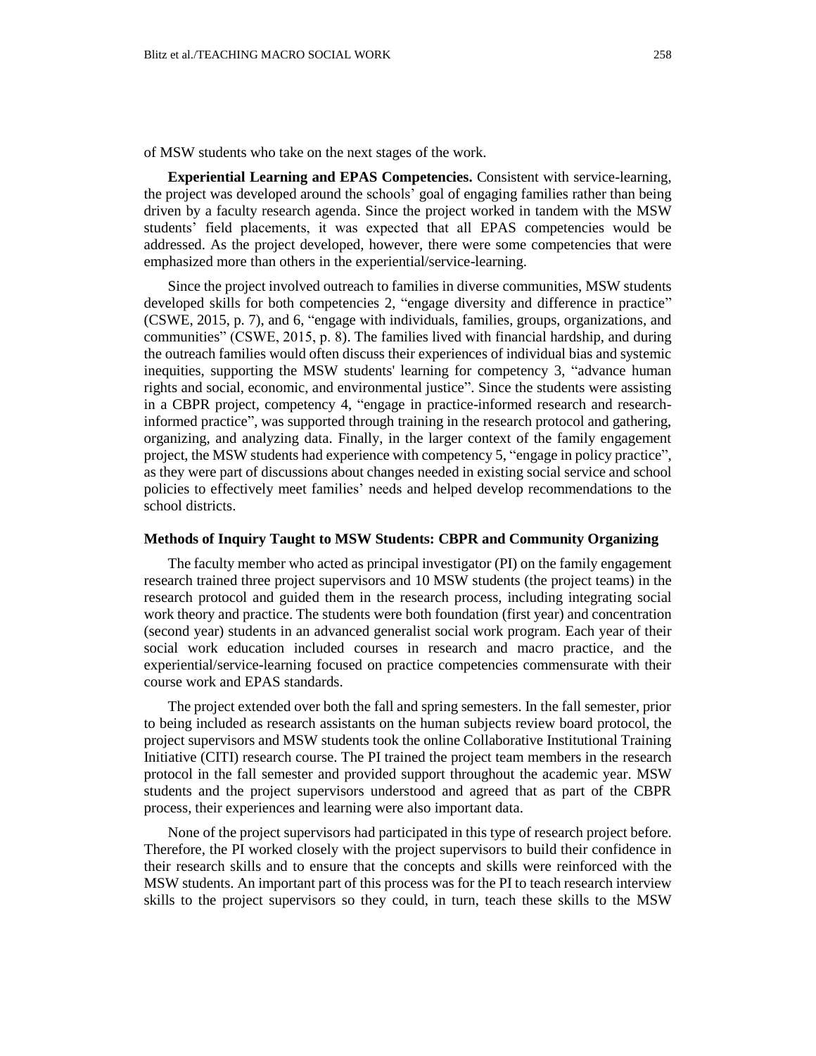of MSW students who take on the next stages of the work.

**Experiential Learning and EPAS Competencies.** Consistent with service-learning, the project was developed around the schools' goal of engaging families rather than being driven by a faculty research agenda. Since the project worked in tandem with the MSW students' field placements, it was expected that all EPAS competencies would be addressed. As the project developed, however, there were some competencies that were emphasized more than others in the experiential/service-learning.

Since the project involved outreach to families in diverse communities, MSW students developed skills for both competencies 2, "engage diversity and difference in practice" (CSWE, 2015, p. 7), and 6, "engage with individuals, families, groups, organizations, and communities" (CSWE, 2015, p. 8). The families lived with financial hardship, and during the outreach families would often discuss their experiences of individual bias and systemic inequities, supporting the MSW students' learning for competency 3, "advance human rights and social, economic, and environmental justice". Since the students were assisting in a CBPR project, competency 4, "engage in practice-informed research and research-informed practice", was supported through training in the research protocol and gathering, organizing, and analyzing data. Finally, in the larger context of the family engagement project, the MSW students had experience with competency 5, "engage in policy practice", as they were part of discussions about changes needed in existing social service and school policies to effectively meet families' needs and helped develop recommendations to the school districts.

### Methods of Inquiry Taught to MSW Students: CBPR and Community Organizing

The faculty member who acted as principal investigator (PI) on the family engagement research trained three project supervisors and 10 MSW students (the project teams) in the research protocol and guided them in the research process, including integrating social work theory and practice. The students were both foundation (first year) and concentration (second year) students in an advanced generalist social work program. Each year of their social work education included courses in research and macro practice, and the experiential/service-learning focused on practice competencies commensurate with their course work and EPAS standards.

The project extended over both the fall and spring semesters. In the fall semester, prior to being included as research assistants on the human subjects review board protocol, the project supervisors and MSW students took the online Collaborative Institutional Training Initiative (CITI) research course. The PI trained the project team members in the research protocol in the fall semester and provided support throughout the academic year. MSW students and the project supervisors understood and agreed that as part of the CBPR process, their experiences and learning were also important data.

None of the project supervisors had participated in this type of research project before. Therefore, the PI worked closely with the project supervisors to build their confidence in their research skills and to ensure that the concepts and skills were reinforced with the MSW students. An important part of this process was for the PI to teach research interview skills to the project supervisors so they could, in turn, teach these skills to the MSW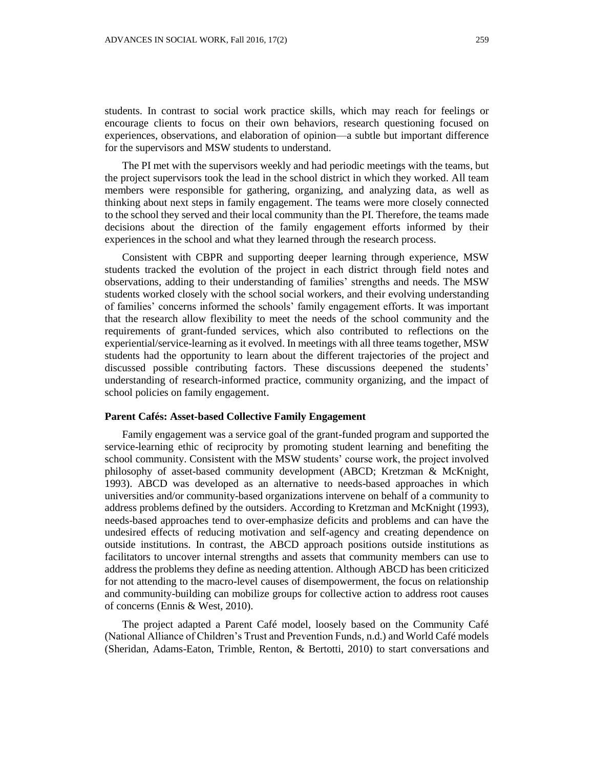students. In contrast to social work practice skills, which may reach for feelings or encourage clients to focus on their own behaviors, research questioning focused on experiences, observations, and elaboration of opinion—a subtle but important difference for the supervisors and MSW students to understand.

The PI met with the supervisors weekly and had periodic meetings with the teams, but the project supervisors took the lead in the school district in which they worked. All team members were responsible for gathering, organizing, and analyzing data, as well as thinking about next steps in family engagement. The teams were more closely connected to the school they served and their local community than the PI. Therefore, the teams made decisions about the direction of the family engagement efforts informed by their experiences in the school and what they learned through the research process.

Consistent with CBPR and supporting deeper learning through experience, MSW students tracked the evolution of the project in each district through field notes and observations, adding to their understanding of families' strengths and needs. The MSW students worked closely with the school social workers, and their evolving understanding of families' concerns informed the schools' family engagement efforts. It was important that the research allow flexibility to meet the needs of the school community and the requirements of grant-funded services, which also contributed to reflections on the experiential/service-learning as it evolved. In meetings with all three teams together, MSW students had the opportunity to learn about the different trajectories of the project and discussed possible contributing factors. These discussions deepened the students' understanding of research-informed practice, community organizing, and the impact of school policies on family engagement.

### Parent Cafés: Asset-based Collective Family Engagement

Family engagement was a service goal of the grant-funded program and supported the service-learning ethic of reciprocity by promoting student learning and benefiting the school community. Consistent with the MSW students' course work, the project involved philosophy of asset-based community development (ABCD; Kretzman & McKnight, 1993). ABCD was developed as an alternative to needs-based approaches in which universities and/or community-based organizations intervene on behalf of a community to address problems defined by the outsiders. According to Kretzman and McKnight (1993), needs-based approaches tend to over-emphasize deficits and problems and can have the undesired effects of reducing motivation and self-agency and creating dependence on outside institutions. In contrast, the ABCD approach positions outside institutions as facilitators to uncover internal strengths and assets that community members can use to address the problems they define as needing attention. Although ABCD has been criticized for not attending to the macro-level causes of disempowerment, the focus on relationship and community-building can mobilize groups for collective action to address root causes of concerns (Ennis & West, 2010).

The project adapted a Parent Café model, loosely based on the Community Café (National Alliance of Children's Trust and Prevention Funds, n.d.) and World Café models (Sheridan, Adams-Eaton, Trimble, Renton, & Bertotti, 2010) to start conversations and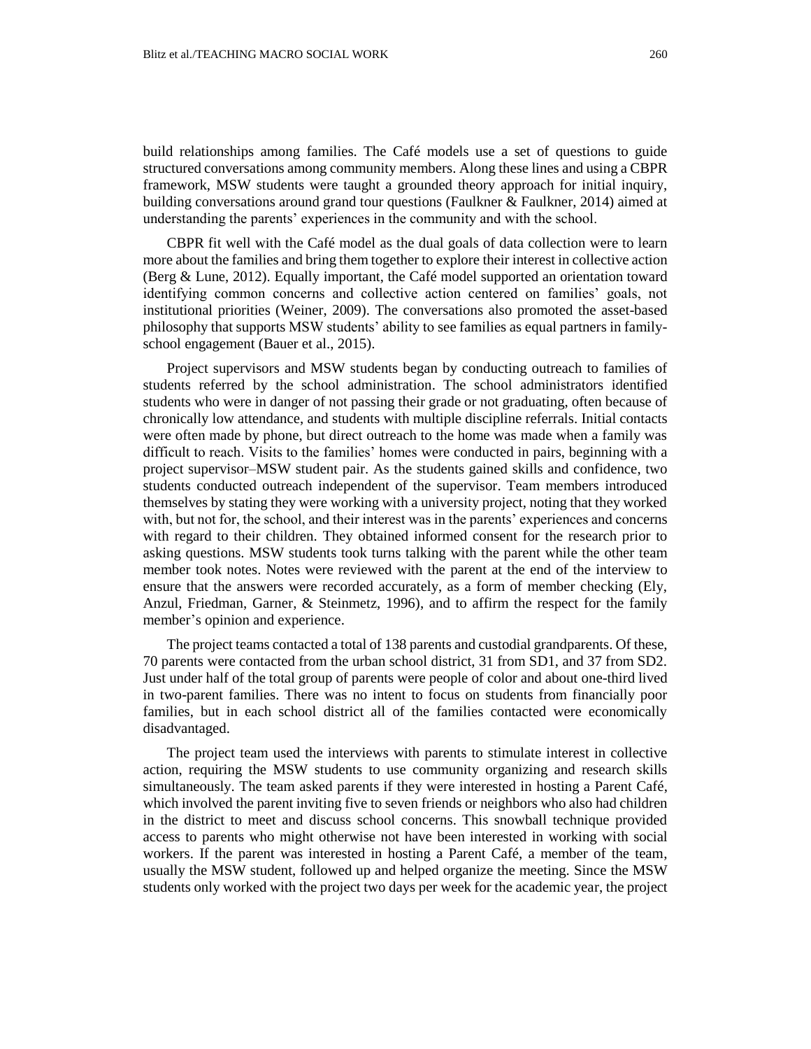build relationships among families. The Café models use a set of questions to guide structured conversations among community members. Along these lines and using a CBPR framework, MSW students were taught a grounded theory approach for initial inquiry, building conversations around grand tour questions (Faulkner & Faulkner, 2014) aimed at understanding the parents' experiences in the community and with the school.

CBPR fit well with the Café model as the dual goals of data collection were to learn more about the families and bring them together to explore their interest in collective action (Berg & Lune, 2012). Equally important, the Café model supported an orientation toward identifying common concerns and collective action centered on families' goals, not institutional priorities (Weiner, 2009). The conversations also promoted the asset-based philosophy that supports MSW students' ability to see families as equal partners in family-school engagement (Bauer et al., 2015).

Project supervisors and MSW students began by conducting outreach to families of students referred by the school administration. The school administrators identified students who were in danger of not passing their grade or not graduating, often because of chronically low attendance, and students with multiple discipline referrals. Initial contacts were often made by phone, but direct outreach to the home was made when a family was difficult to reach. Visits to the families' homes were conducted in pairs, beginning with a project supervisor–MSW student pair. As the students gained skills and confidence, two students conducted outreach independent of the supervisor. Team members introduced themselves by stating they were working with a university project, noting that they worked with, but not for, the school, and their interest was in the parents' experiences and concerns with regard to their children. They obtained informed consent for the research prior to asking questions. MSW students took turns talking with the parent while the other team member took notes. Notes were reviewed with the parent at the end of the interview to ensure that the answers were recorded accurately, as a form of member checking (Ely, Anzul, Friedman, Garner, & Steinmetz, 1996), and to affirm the respect for the family member's opinion and experience.

The project teams contacted a total of 138 parents and custodial grandparents. Of these, 70 parents were contacted from the urban school district, 31 from SD1, and 37 from SD2. Just under half of the total group of parents were people of color and about one-third lived in two-parent families. There was no intent to focus on students from financially poor families, but in each school district all of the families contacted were economically disadvantaged.

The project team used the interviews with parents to stimulate interest in collective action, requiring the MSW students to use community organizing and research skills simultaneously. The team asked parents if they were interested in hosting a Parent Café, which involved the parent inviting five to seven friends or neighbors who also had children in the district to meet and discuss school concerns. This snowball technique provided access to parents who might otherwise not have been interested in working with social workers. If the parent was interested in hosting a Parent Café, a member of the team, usually the MSW student, followed up and helped organize the meeting. Since the MSW students only worked with the project two days per week for the academic year, the project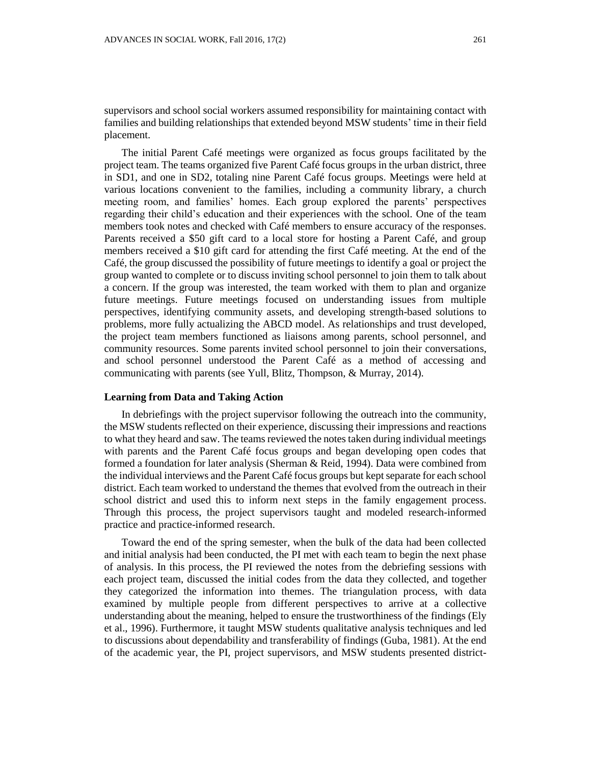supervisors and school social workers assumed responsibility for maintaining contact with families and building relationships that extended beyond MSW students' time in their field placement.

The initial Parent Café meetings were organized as focus groups facilitated by the project team. The teams organized five Parent Café focus groups in the urban district, three in SD1, and one in SD2, totaling nine Parent Café focus groups. Meetings were held at various locations convenient to the families, including a community library, a church meeting room, and families' homes. Each group explored the parents' perspectives regarding their child's education and their experiences with the school. One of the team members took notes and checked with Café members to ensure accuracy of the responses. Parents received a $50 gift card to a local store for hosting a Parent Café, and group members received a $10 gift card for attending the first Café meeting. At the end of the Café, the group discussed the possibility of future meetings to identify a goal or project the group wanted to complete or to discuss inviting school personnel to join them to talk about a concern. If the group was interested, the team worked with them to plan and organize future meetings. Future meetings focused on understanding issues from multiple perspectives, identifying community assets, and developing strength-based solutions to problems, more fully actualizing the ABCD model. As relationships and trust developed, the project team members functioned as liaisons among parents, school personnel, and community resources. Some parents invited school personnel to join their conversations, and school personnel understood the Parent Café as a method of accessing and communicating with parents (see Yull, Blitz, Thompson, & Murray, 2014).

**Learning from Data and Taking Action**

In debriefings with the project supervisor following the outreach into the community, the MSW students reflected on their experience, discussing their impressions and reactions to what they heard and saw. The teams reviewed the notes taken during individual meetings with parents and the Parent Café focus groups and began developing open codes that formed a foundation for later analysis (Sherman & Reid, 1994). Data were combined from the individual interviews and the Parent Café focus groups but kept separate for each school district. Each team worked to understand the themes that evolved from the outreach in their school district and used this to inform next steps in the family engagement process. Through this process, the project supervisors taught and modeled research-informed practice and practice-informed research.

Toward the end of the spring semester, when the bulk of the data had been collected and initial analysis had been conducted, the PI met with each team to begin the next phase of analysis. In this process, the PI reviewed the notes from the debriefing sessions with each project team, discussed the initial codes from the data they collected, and together they categorized the information into themes. The triangulation process, with data examined by multiple people from different perspectives to arrive at a collective understanding about the meaning, helped to ensure the trustworthiness of the findings (Ely et al., 1996). Furthermore, it taught MSW students qualitative analysis techniques and led to discussions about dependability and transferability of findings (Guba, 1981). At the end of the academic year, the PI, project supervisors, and MSW students presented district-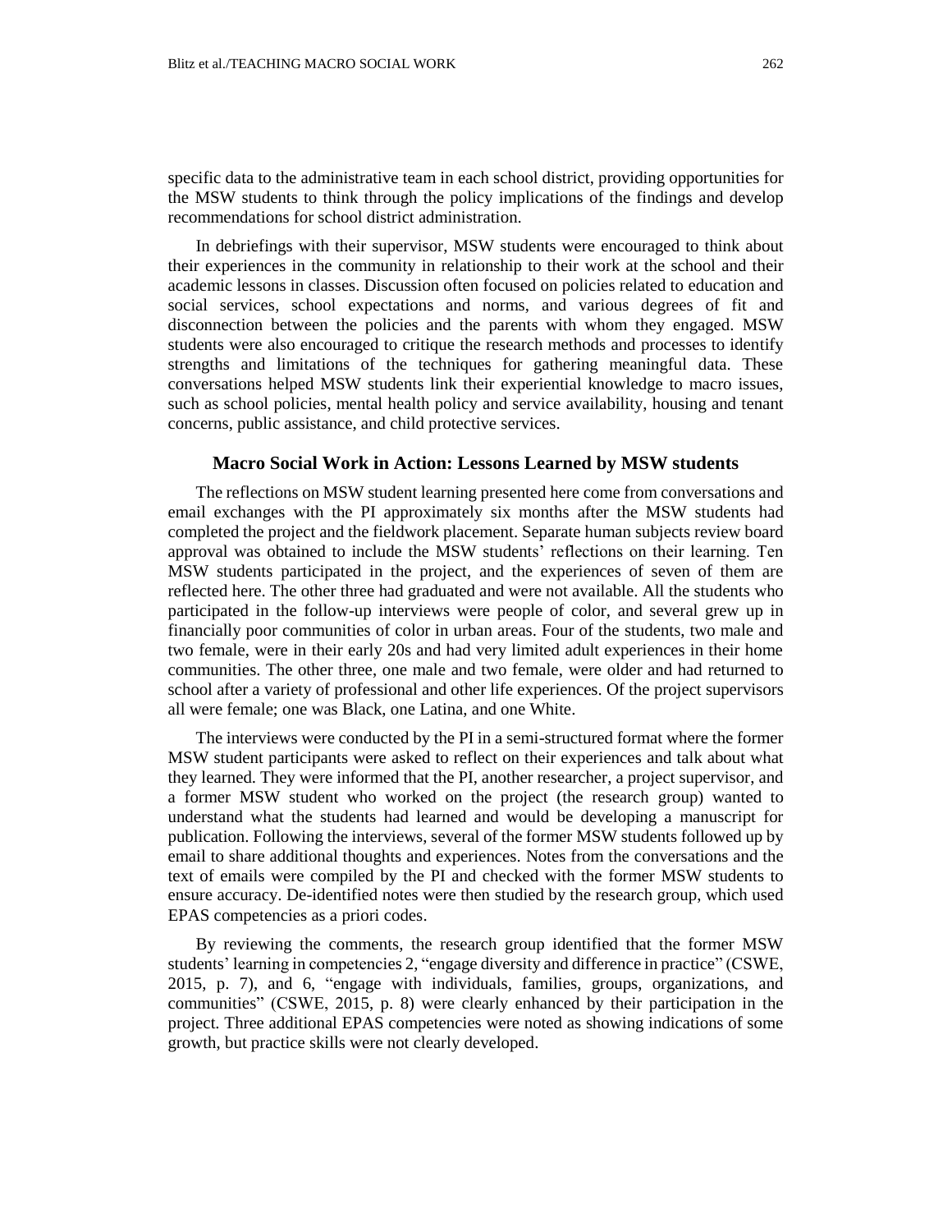specific data to the administrative team in each school district, providing opportunities for the MSW students to think through the policy implications of the findings and develop recommendations for school district administration.

In debriefings with their supervisor, MSW students were encouraged to think about their experiences in the community in relationship to their work at the school and their academic lessons in classes. Discussion often focused on policies related to education and social services, school expectations and norms, and various degrees of fit and disconnection between the policies and the parents with whom they engaged. MSW students were also encouraged to critique the research methods and processes to identify strengths and limitations of the techniques for gathering meaningful data. These conversations helped MSW students link their experiential knowledge to macro issues, such as school policies, mental health policy and service availability, housing and tenant concerns, public assistance, and child protective services.

## Macro Social Work in Action: Lessons Learned by MSW students

The reflections on MSW student learning presented here come from conversations and email exchanges with the PI approximately six months after the MSW students had completed the project and the fieldwork placement. Separate human subjects review board approval was obtained to include the MSW students' reflections on their learning. Ten MSW students participated in the project, and the experiences of seven of them are reflected here. The other three had graduated and were not available. All the students who participated in the follow-up interviews were people of color, and several grew up in financially poor communities of color in urban areas. Four of the students, two male and two female, were in their early 20s and had very limited adult experiences in their home communities. The other three, one male and two female, were older and had returned to school after a variety of professional and other life experiences. Of the project supervisors all were female; one was Black, one Latina, and one White.

The interviews were conducted by the PI in a semi-structured format where the former MSW student participants were asked to reflect on their experiences and talk about what they learned. They were informed that the PI, another researcher, a project supervisor, and a former MSW student who worked on the project (the research group) wanted to understand what the students had learned and would be developing a manuscript for publication. Following the interviews, several of the former MSW students followed up by email to share additional thoughts and experiences. Notes from the conversations and the text of emails were compiled by the PI and checked with the former MSW students to ensure accuracy. De-identified notes were then studied by the research group, which used EPAS competencies as a priori codes.

By reviewing the comments, the research group identified that the former MSW students' learning in competencies 2, "engage diversity and difference in practice" (CSWE, 2015, p. 7), and 6, "engage with individuals, families, groups, organizations, and communities" (CSWE, 2015, p. 8) were clearly enhanced by their participation in the project. Three additional EPAS competencies were noted as showing indications of some growth, but practice skills were not clearly developed.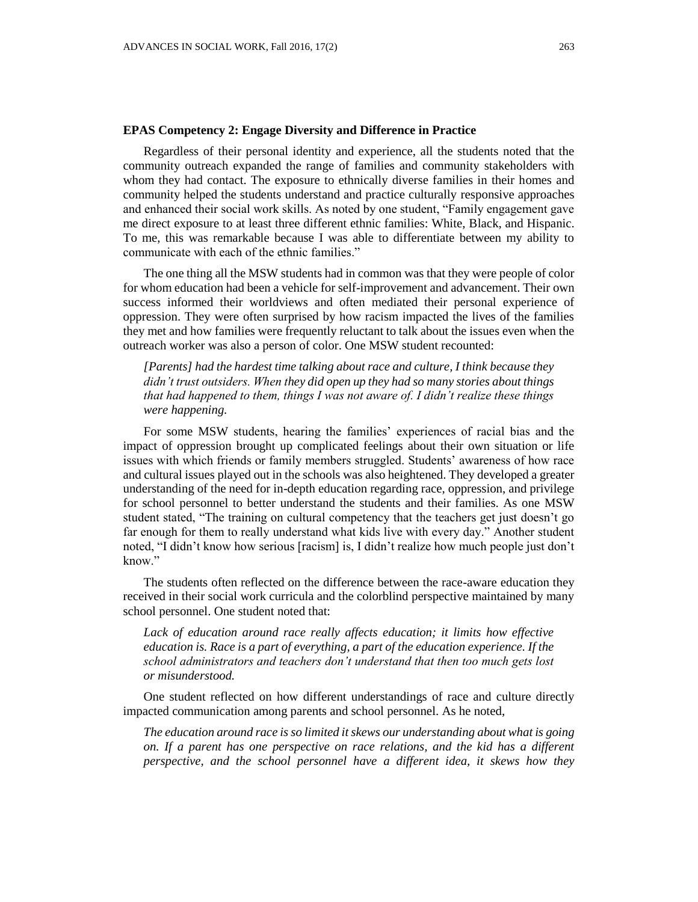**EPAS Competency 2: Engage Diversity and Difference in Practice**

Regardless of their personal identity and experience, all the students noted that the community outreach expanded the range of families and community stakeholders with whom they had contact. The exposure to ethnically diverse families in their homes and community helped the students understand and practice culturally responsive approaches and enhanced their social work skills. As noted by one student, "Family engagement gave me direct exposure to at least three different ethnic families: White, Black, and Hispanic. To me, this was remarkable because I was able to differentiate between my ability to communicate with each of the ethnic families."

The one thing all the MSW students had in common was that they were people of color for whom education had been a vehicle for self-improvement and advancement. Their own success informed their worldviews and often mediated their personal experience of oppression. They were often surprised by how racism impacted the lives of the families they met and how families were frequently reluctant to talk about the issues even when the outreach worker was also a person of color. One MSW student recounted:

> *[Parents] had the hardest time talking about race and culture, I think because they didn't trust outsiders. When they did open up they had so many stories about things that had happened to them, things I was not aware of. I didn't realize these things were happening.*

For some MSW students, hearing the families' experiences of racial bias and the impact of oppression brought up complicated feelings about their own situation or life issues with which friends or family members struggled. Students' awareness of how race and cultural issues played out in the schools was also heightened. They developed a greater understanding of the need for in-depth education regarding race, oppression, and privilege for school personnel to better understand the students and their families. As one MSW student stated, "The training on cultural competency that the teachers get just doesn't go far enough for them to really understand what kids live with every day." Another student noted, "I didn't know how serious [racism] is, I didn't realize how much people just don't know."

The students often reflected on the difference between the race-aware education they received in their social work curricula and the colorblind perspective maintained by many school personnel. One student noted that:

> *Lack of education around race really affects education; it limits how effective education is. Race is a part of everything, a part of the education experience. If the school administrators and teachers don't understand that then too much gets lost or misunderstood.*

One student reflected on how different understandings of race and culture directly impacted communication among parents and school personnel. As he noted,

> *The education around race is so limited it skews our understanding about what is going on. If a parent has one perspective on race relations, and the kid has a different perspective, and the school personnel have a different idea, it skews how they*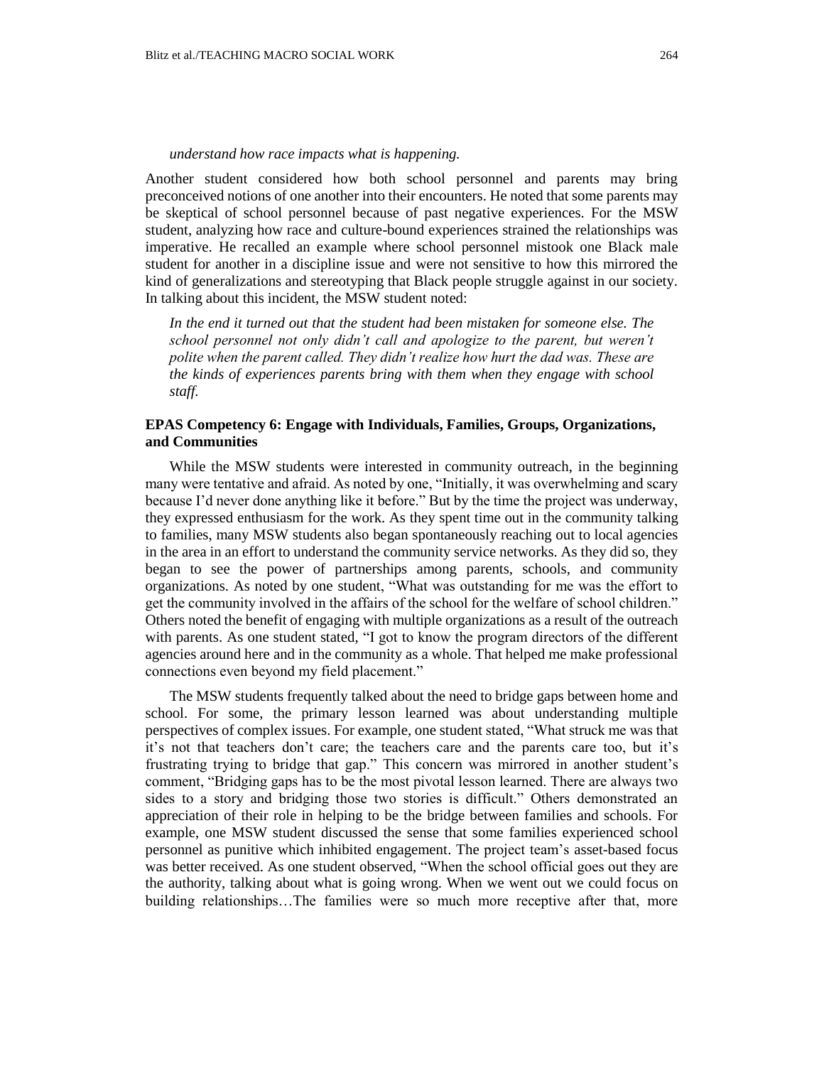*understand how race impacts what is happening.*

Another student considered how both school personnel and parents may bring preconceived notions of one another into their encounters. He noted that some parents may be skeptical of school personnel because of past negative experiences. For the MSW student, analyzing how race and culture-bound experiences strained the relationships was imperative. He recalled an example where school personnel mistook one Black male student for another in a discipline issue and were not sensitive to how this mirrored the kind of generalizations and stereotyping that Black people struggle against in our society. In talking about this incident, the MSW student noted:

> *In the end it turned out that the student had been mistaken for someone else. The school personnel not only didn't call and apologize to the parent, but weren't polite when the parent called. They didn't realize how hurt the dad was. These are the kinds of experiences parents bring with them when they engage with school staff.*

### EPAS Competency 6: Engage with Individuals, Families, Groups, Organizations, and Communities

While the MSW students were interested in community outreach, in the beginning many were tentative and afraid. As noted by one, "Initially, it was overwhelming and scary because I'd never done anything like it before." But by the time the project was underway, they expressed enthusiasm for the work. As they spent time out in the community talking to families, many MSW students also began spontaneously reaching out to local agencies in the area in an effort to understand the community service networks. As they did so, they began to see the power of partnerships among parents, schools, and community organizations. As noted by one student, "What was outstanding for me was the effort to get the community involved in the affairs of the school for the welfare of school children." Others noted the benefit of engaging with multiple organizations as a result of the outreach with parents. As one student stated, "I got to know the program directors of the different agencies around here and in the community as a whole. That helped me make professional connections even beyond my field placement."

The MSW students frequently talked about the need to bridge gaps between home and school. For some, the primary lesson learned was about understanding multiple perspectives of complex issues. For example, one student stated, "What struck me was that it's not that teachers don't care; the teachers care and the parents care too, but it's frustrating trying to bridge that gap." This concern was mirrored in another student's comment, "Bridging gaps has to be the most pivotal lesson learned. There are always two sides to a story and bridging those two stories is difficult." Others demonstrated an appreciation of their role in helping to be the bridge between families and schools. For example, one MSW student discussed the sense that some families experienced school personnel as punitive which inhibited engagement. The project team's asset-based focus was better received. As one student observed, "When the school official goes out they are the authority, talking about what is going wrong. When we went out we could focus on building relationships…The families were so much more receptive after that, more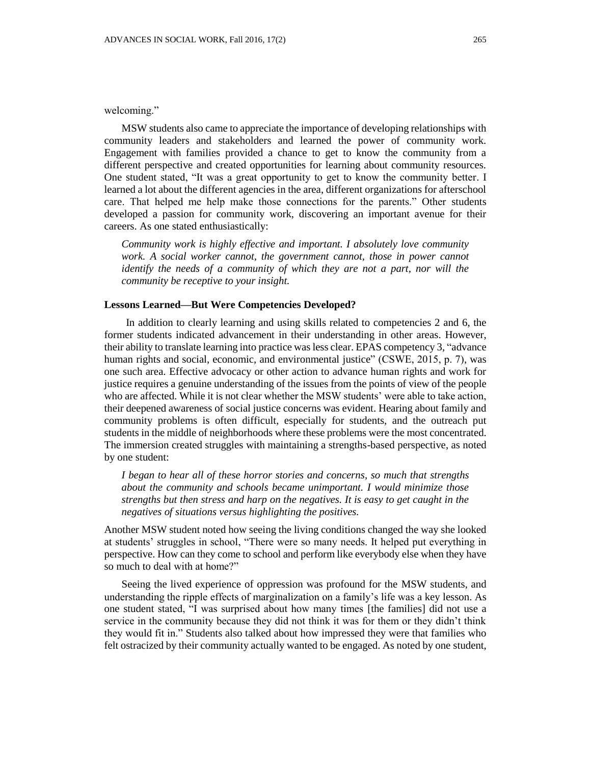welcoming."

MSW students also came to appreciate the importance of developing relationships with community leaders and stakeholders and learned the power of community work. Engagement with families provided a chance to get to know the community from a different perspective and created opportunities for learning about community resources. One student stated, "It was a great opportunity to get to know the community better. I learned a lot about the different agencies in the area, different organizations for afterschool care. That helped me help make those connections for the parents." Other students developed a passion for community work, discovering an important avenue for their careers. As one stated enthusiastically:

> *Community work is highly effective and important. I absolutely love community work. A social worker cannot, the government cannot, those in power cannot identify the needs of a community of which they are not a part, nor will the community be receptive to your insight.*

### Lessons Learned—But Were Competencies Developed?

In addition to clearly learning and using skills related to competencies 2 and 6, the former students indicated advancement in their understanding in other areas. However, their ability to translate learning into practice was less clear. EPAS competency 3, "advance human rights and social, economic, and environmental justice" (CSWE, 2015, p. 7), was one such area. Effective advocacy or other action to advance human rights and work for justice requires a genuine understanding of the issues from the points of view of the people who are affected. While it is not clear whether the MSW students' were able to take action, their deepened awareness of social justice concerns was evident. Hearing about family and community problems is often difficult, especially for students, and the outreach put students in the middle of neighborhoods where these problems were the most concentrated. The immersion created struggles with maintaining a strengths-based perspective, as noted by one student:

> *I began to hear all of these horror stories and concerns, so much that strengths about the community and schools became unimportant. I would minimize those strengths but then stress and harp on the negatives. It is easy to get caught in the negatives of situations versus highlighting the positives.*

Another MSW student noted how seeing the living conditions changed the way she looked at students' struggles in school, "There were so many needs. It helped put everything in perspective. How can they come to school and perform like everybody else when they have so much to deal with at home?"

Seeing the lived experience of oppression was profound for the MSW students, and understanding the ripple effects of marginalization on a family's life was a key lesson. As one student stated, "I was surprised about how many times [the families] did not use a service in the community because they did not think it was for them or they didn't think they would fit in." Students also talked about how impressed they were that families who felt ostracized by their community actually wanted to be engaged. As noted by one student,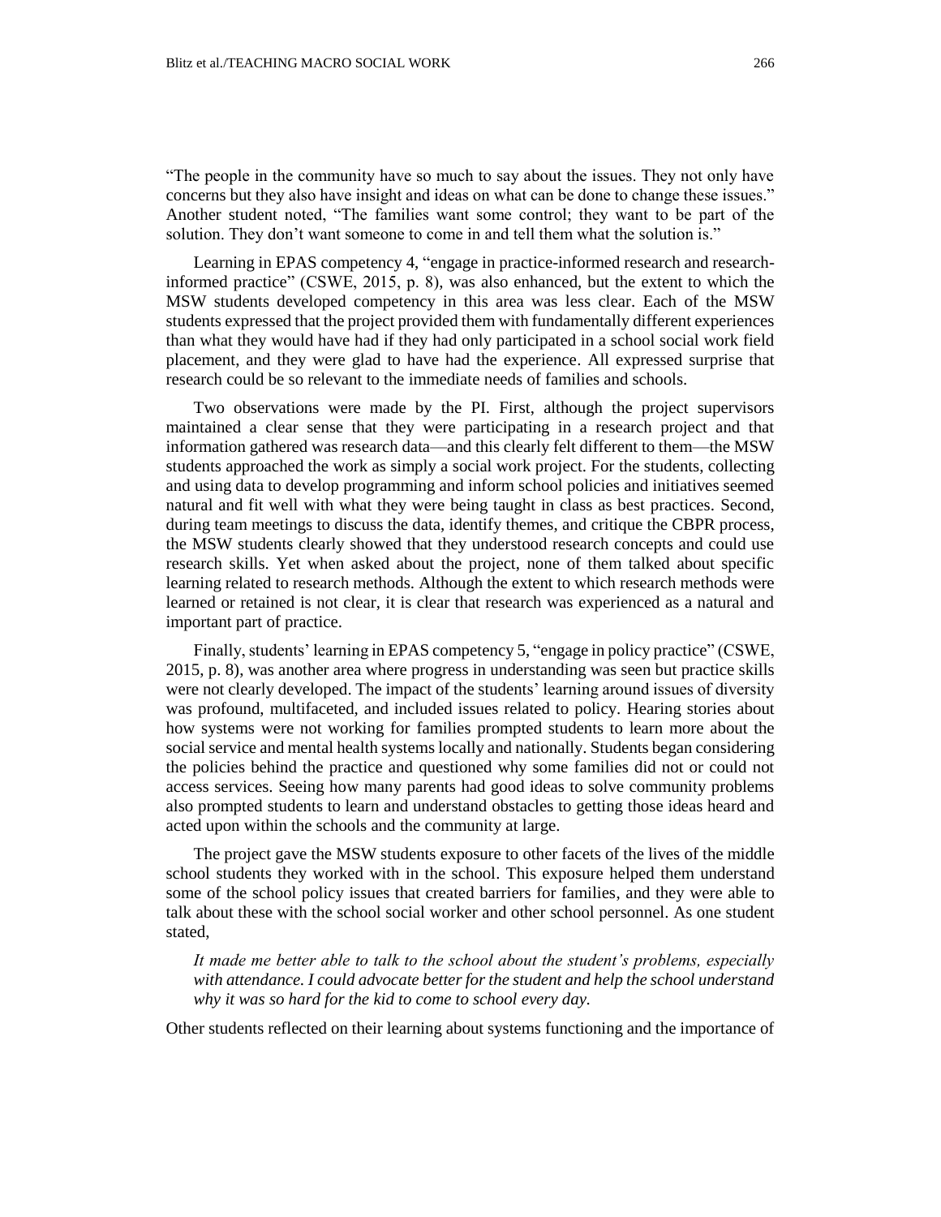"The people in the community have so much to say about the issues. They not only have concerns but they also have insight and ideas on what can be done to change these issues." Another student noted, "The families want some control; they want to be part of the solution. They don't want someone to come in and tell them what the solution is."

Learning in EPAS competency 4, "engage in practice-informed research and research-informed practice" (CSWE, 2015, p. 8), was also enhanced, but the extent to which the MSW students developed competency in this area was less clear. Each of the MSW students expressed that the project provided them with fundamentally different experiences than what they would have had if they had only participated in a school social work field placement, and they were glad to have had the experience. All expressed surprise that research could be so relevant to the immediate needs of families and schools.

Two observations were made by the PI. First, although the project supervisors maintained a clear sense that they were participating in a research project and that information gathered was research data—and this clearly felt different to them—the MSW students approached the work as simply a social work project. For the students, collecting and using data to develop programming and inform school policies and initiatives seemed natural and fit well with what they were being taught in class as best practices. Second, during team meetings to discuss the data, identify themes, and critique the CBPR process, the MSW students clearly showed that they understood research concepts and could use research skills. Yet when asked about the project, none of them talked about specific learning related to research methods. Although the extent to which research methods were learned or retained is not clear, it is clear that research was experienced as a natural and important part of practice.

Finally, students' learning in EPAS competency 5, "engage in policy practice" (CSWE, 2015, p. 8), was another area where progress in understanding was seen but practice skills were not clearly developed. The impact of the students' learning around issues of diversity was profound, multifaceted, and included issues related to policy. Hearing stories about how systems were not working for families prompted students to learn more about the social service and mental health systems locally and nationally. Students began considering the policies behind the practice and questioned why some families did not or could not access services. Seeing how many parents had good ideas to solve community problems also prompted students to learn and understand obstacles to getting those ideas heard and acted upon within the schools and the community at large.

The project gave the MSW students exposure to other facets of the lives of the middle school students they worked with in the school. This exposure helped them understand some of the school policy issues that created barriers for families, and they were able to talk about these with the school social worker and other school personnel. As one student stated,

> *It made me better able to talk to the school about the student's problems, especially with attendance. I could advocate better for the student and help the school understand why it was so hard for the kid to come to school every day.*

Other students reflected on their learning about systems functioning and the importance of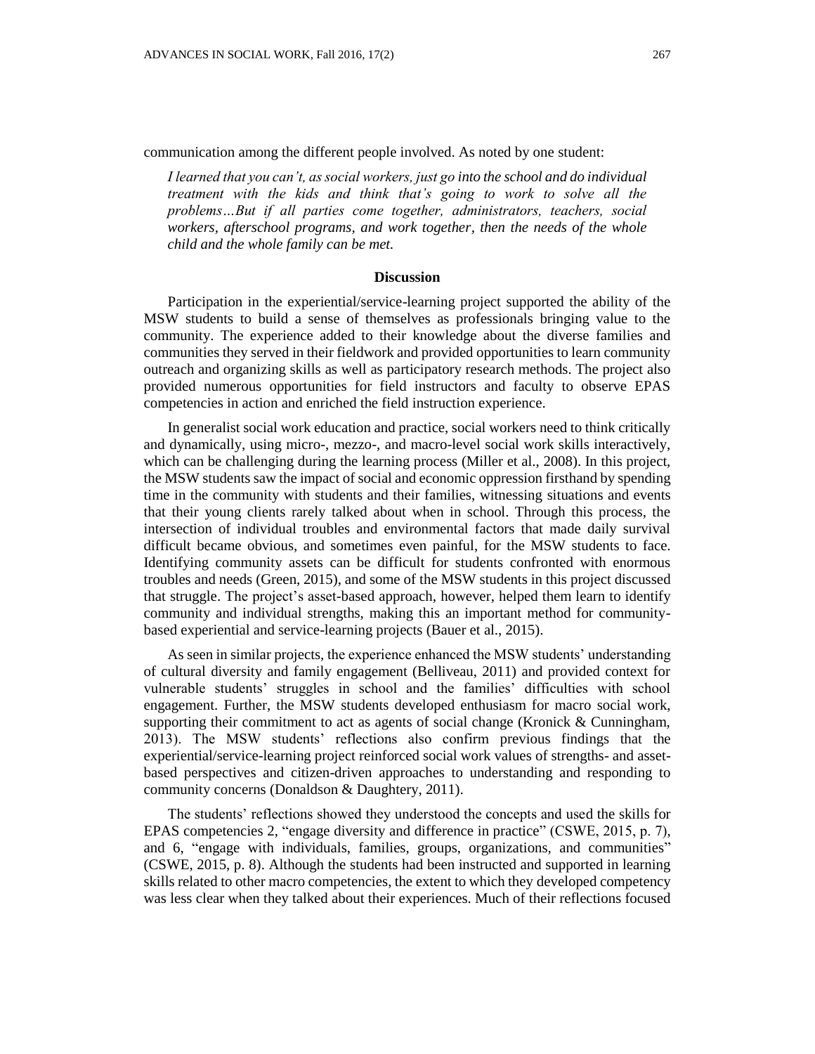communication among the different people involved. As noted by one student:

> *I learned that you can't, as social workers, just go into the school and do individual treatment with the kids and think that's going to work to solve all the problems…But if all parties come together, administrators, teachers, social workers, afterschool programs, and work together, then the needs of the whole child and the whole family can be met.*

## Discussion

Participation in the experiential/service-learning project supported the ability of the MSW students to build a sense of themselves as professionals bringing value to the community. The experience added to their knowledge about the diverse families and communities they served in their fieldwork and provided opportunities to learn community outreach and organizing skills as well as participatory research methods. The project also provided numerous opportunities for field instructors and faculty to observe EPAS competencies in action and enriched the field instruction experience.

In generalist social work education and practice, social workers need to think critically and dynamically, using micro-, mezzo-, and macro-level social work skills interactively, which can be challenging during the learning process (Miller et al., 2008). In this project, the MSW students saw the impact of social and economic oppression firsthand by spending time in the community with students and their families, witnessing situations and events that their young clients rarely talked about when in school. Through this process, the intersection of individual troubles and environmental factors that made daily survival difficult became obvious, and sometimes even painful, for the MSW students to face. Identifying community assets can be difficult for students confronted with enormous troubles and needs (Green, 2015), and some of the MSW students in this project discussed that struggle. The project's asset-based approach, however, helped them learn to identify community and individual strengths, making this an important method for community-based experiential and service-learning projects (Bauer et al., 2015).

As seen in similar projects, the experience enhanced the MSW students' understanding of cultural diversity and family engagement (Belliveau, 2011) and provided context for vulnerable students' struggles in school and the families' difficulties with school engagement. Further, the MSW students developed enthusiasm for macro social work, supporting their commitment to act as agents of social change (Kronick & Cunningham, 2013). The MSW students' reflections also confirm previous findings that the experiential/service-learning project reinforced social work values of strengths- and asset-based perspectives and citizen-driven approaches to understanding and responding to community concerns (Donaldson & Daughtery, 2011).

The students' reflections showed they understood the concepts and used the skills for EPAS competencies 2, "engage diversity and difference in practice" (CSWE, 2015, p. 7), and 6, "engage with individuals, families, groups, organizations, and communities" (CSWE, 2015, p. 8). Although the students had been instructed and supported in learning skills related to other macro competencies, the extent to which they developed competency was less clear when they talked about their experiences. Much of their reflections focused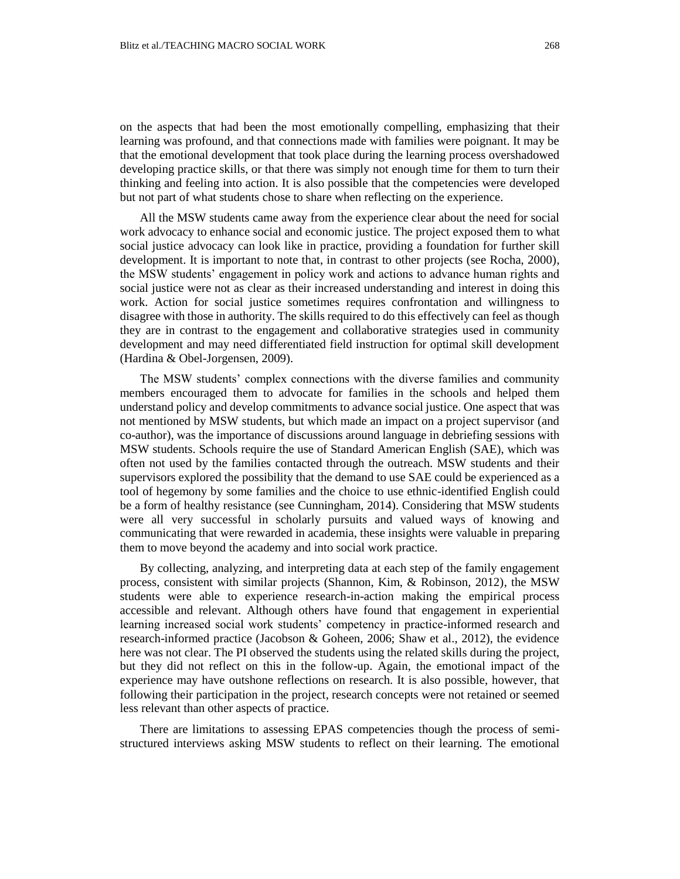on the aspects that had been the most emotionally compelling, emphasizing that their learning was profound, and that connections made with families were poignant. It may be that the emotional development that took place during the learning process overshadowed developing practice skills, or that there was simply not enough time for them to turn their thinking and feeling into action. It is also possible that the competencies were developed but not part of what students chose to share when reflecting on the experience.

All the MSW students came away from the experience clear about the need for social work advocacy to enhance social and economic justice. The project exposed them to what social justice advocacy can look like in practice, providing a foundation for further skill development. It is important to note that, in contrast to other projects (see Rocha, 2000), the MSW students' engagement in policy work and actions to advance human rights and social justice were not as clear as their increased understanding and interest in doing this work. Action for social justice sometimes requires confrontation and willingness to disagree with those in authority. The skills required to do this effectively can feel as though they are in contrast to the engagement and collaborative strategies used in community development and may need differentiated field instruction for optimal skill development (Hardina & Obel-Jorgensen, 2009).

The MSW students' complex connections with the diverse families and community members encouraged them to advocate for families in the schools and helped them understand policy and develop commitments to advance social justice. One aspect that was not mentioned by MSW students, but which made an impact on a project supervisor (and co-author), was the importance of discussions around language in debriefing sessions with MSW students. Schools require the use of Standard American English (SAE), which was often not used by the families contacted through the outreach. MSW students and their supervisors explored the possibility that the demand to use SAE could be experienced as a tool of hegemony by some families and the choice to use ethnic-identified English could be a form of healthy resistance (see Cunningham, 2014). Considering that MSW students were all very successful in scholarly pursuits and valued ways of knowing and communicating that were rewarded in academia, these insights were valuable in preparing them to move beyond the academy and into social work practice.

By collecting, analyzing, and interpreting data at each step of the family engagement process, consistent with similar projects (Shannon, Kim, & Robinson, 2012), the MSW students were able to experience research-in-action making the empirical process accessible and relevant. Although others have found that engagement in experiential learning increased social work students' competency in practice-informed research and research-informed practice (Jacobson & Goheen, 2006; Shaw et al., 2012), the evidence here was not clear. The PI observed the students using the related skills during the project, but they did not reflect on this in the follow-up. Again, the emotional impact of the experience may have outshone reflections on research. It is also possible, however, that following their participation in the project, research concepts were not retained or seemed less relevant than other aspects of practice.

There are limitations to assessing EPAS competencies though the process of semi-structured interviews asking MSW students to reflect on their learning. The emotional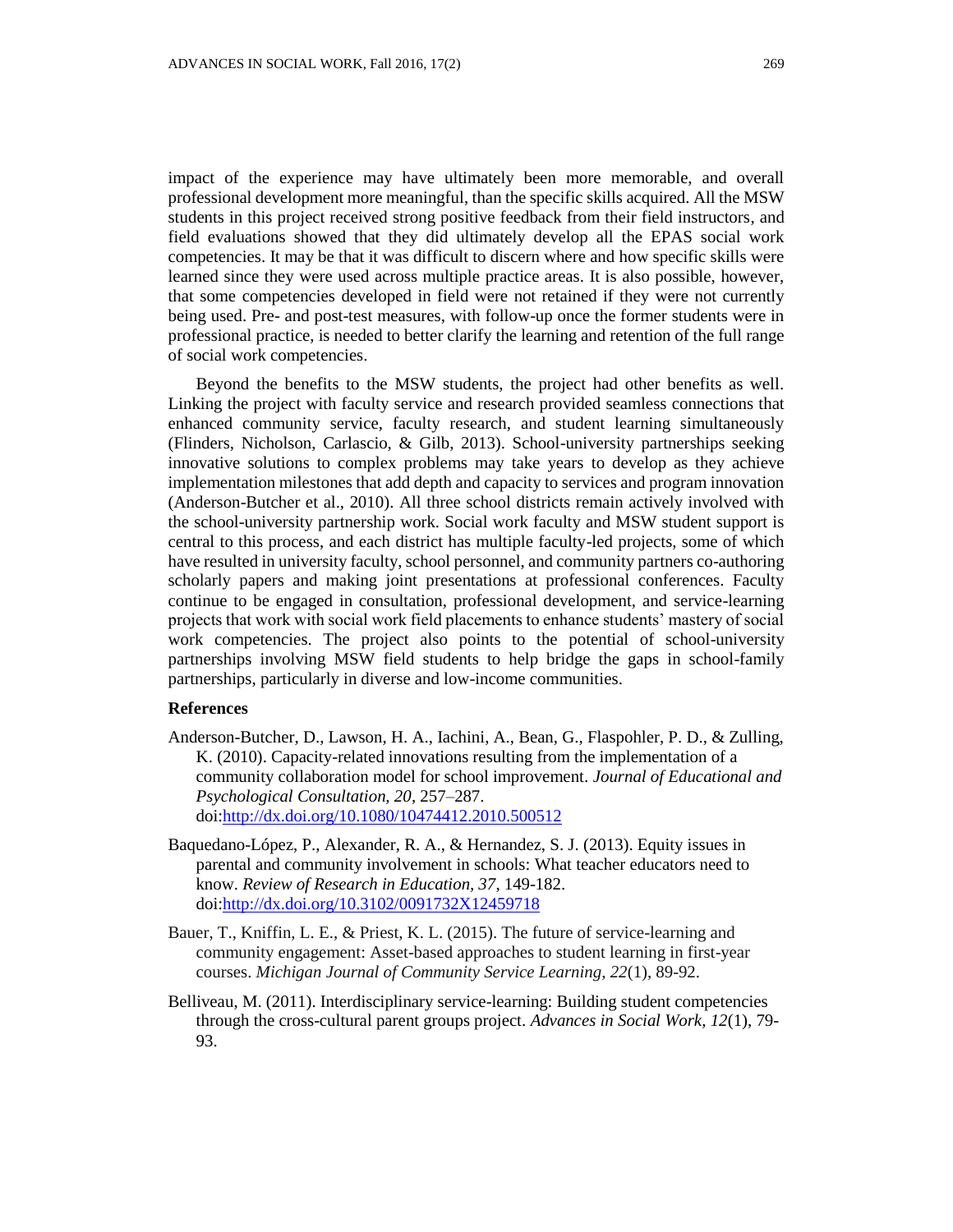impact of the experience may have ultimately been more memorable, and overall professional development more meaningful, than the specific skills acquired. All the MSW students in this project received strong positive feedback from their field instructors, and field evaluations showed that they did ultimately develop all the EPAS social work competencies. It may be that it was difficult to discern where and how specific skills were learned since they were used across multiple practice areas. It is also possible, however, that some competencies developed in field were not retained if they were not currently being used. Pre- and post-test measures, with follow-up once the former students were in professional practice, is needed to better clarify the learning and retention of the full range of social work competencies.

Beyond the benefits to the MSW students, the project had other benefits as well. Linking the project with faculty service and research provided seamless connections that enhanced community service, faculty research, and student learning simultaneously (Flinders, Nicholson, Carlascio, & Gilb, 2013). School-university partnerships seeking innovative solutions to complex problems may take years to develop as they achieve implementation milestones that add depth and capacity to services and program innovation (Anderson-Butcher et al., 2010). All three school districts remain actively involved with the school-university partnership work. Social work faculty and MSW student support is central to this process, and each district has multiple faculty-led projects, some of which have resulted in university faculty, school personnel, and community partners co-authoring scholarly papers and making joint presentations at professional conferences. Faculty continue to be engaged in consultation, professional development, and service-learning projects that work with social work field placements to enhance students' mastery of social work competencies. The project also points to the potential of school-university partnerships involving MSW field students to help bridge the gaps in school-family partnerships, particularly in diverse and low-income communities.

## References

Anderson-Butcher, D., Lawson, H. A., Iachini, A., Bean, G., Flaspohler, P. D., & Zulling, K. (2010). Capacity-related innovations resulting from the implementation of a community collaboration model for school improvement. *Journal of Educational and Psychological Consultation, 20*, 257–287. doi:http://dx.doi.org/10.1080/10474412.2010.500512

Baquedano-López, P., Alexander, R. A., & Hernandez, S. J. (2013). Equity issues in parental and community involvement in schools: What teacher educators need to know. *Review of Research in Education, 37*, 149-182. doi:http://dx.doi.org/10.3102/0091732X12459718

Bauer, T., Kniffin, L. E., & Priest, K. L. (2015). The future of service-learning and community engagement: Asset-based approaches to student learning in first-year courses. *Michigan Journal of Community Service Learning, 22*(1), 89-92.

Belliveau, M. (2011). Interdisciplinary service-learning: Building student competencies through the cross-cultural parent groups project. *Advances in Social Work, 12*(1), 79-93.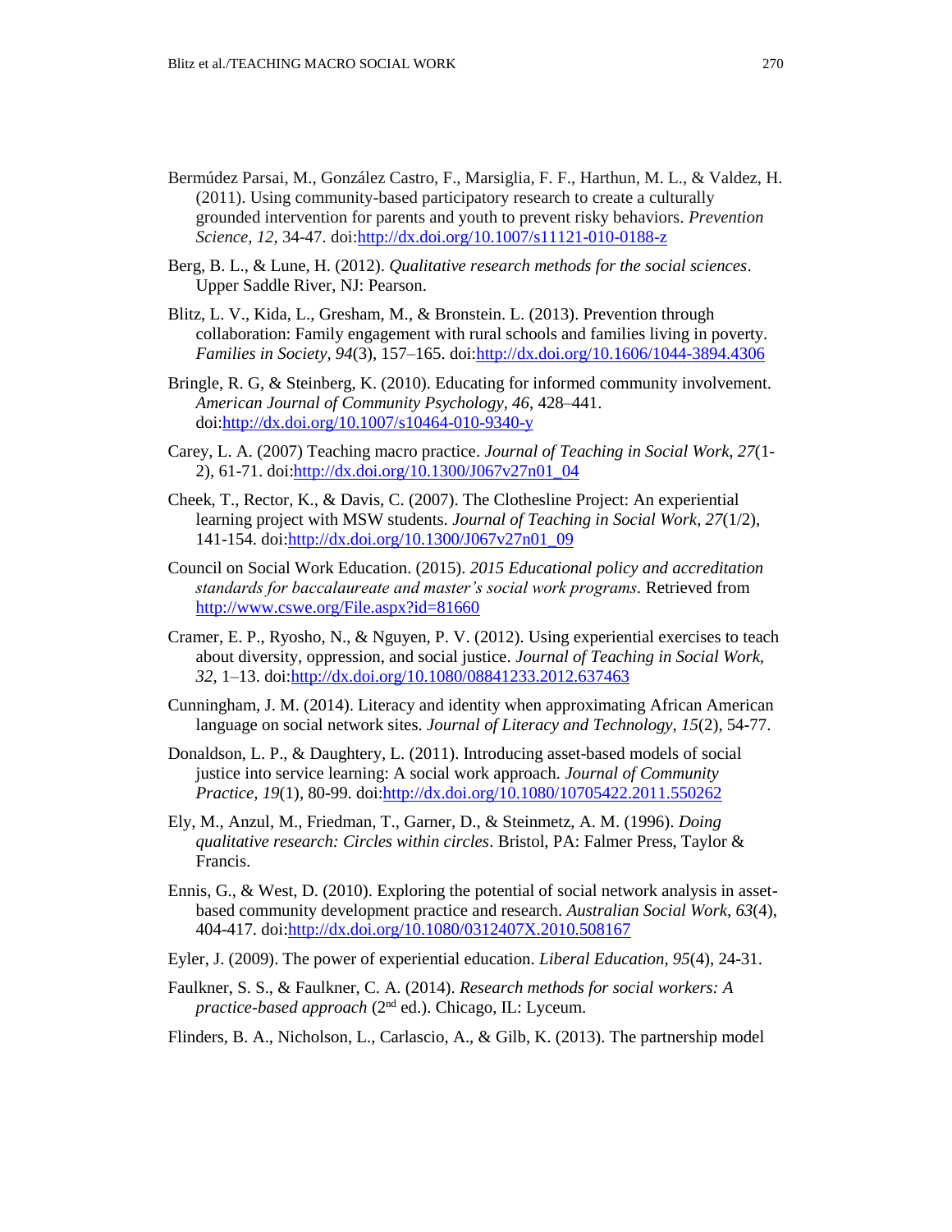Bermúdez Parsai, M., González Castro, F., Marsiglia, F. F., Harthun, M. L., & Valdez, H. (2011). Using community-based participatory research to create a culturally grounded intervention for parents and youth to prevent risky behaviors. *Prevention Science, 12*, 34-47. doi:http://dx.doi.org/10.1007/s11121-010-0188-z

Berg, B. L., & Lune, H. (2012). *Qualitative research methods for the social sciences*. Upper Saddle River, NJ: Pearson.

Blitz, L. V., Kida, L., Gresham, M., & Bronstein. L. (2013). Prevention through collaboration: Family engagement with rural schools and families living in poverty. *Families in Society, 94*(3), 157–165. doi:http://dx.doi.org/10.1606/1044-3894.4306

Bringle, R. G, & Steinberg, K. (2010). Educating for informed community involvement. *American Journal of Community Psychology, 46*, 428–441. doi:http://dx.doi.org/10.1007/s10464-010-9340-y

Carey, L. A. (2007) Teaching macro practice. *Journal of Teaching in Social Work, 27*(1-2), 61-71. doi:http://dx.doi.org/10.1300/J067v27n01_04

Cheek, T., Rector, K., & Davis, C. (2007). The Clothesline Project: An experiential learning project with MSW students. *Journal of Teaching in Social Work, 27*(1/2), 141-154. doi:http://dx.doi.org/10.1300/J067v27n01_09

Council on Social Work Education. (2015). *2015 Educational policy and accreditation standards for baccalaureate and master's social work programs.* Retrieved from http://www.cswe.org/File.aspx?id=81660

Cramer, E. P., Ryosho, N., & Nguyen, P. V. (2012). Using experiential exercises to teach about diversity, oppression, and social justice. *Journal of Teaching in Social Work, 32*, 1–13. doi:http://dx.doi.org/10.1080/08841233.2012.637463

Cunningham, J. M. (2014). Literacy and identity when approximating African American language on social network sites. *Journal of Literacy and Technology, 15*(2), 54-77.

Donaldson, L. P., & Daughtery, L. (2011). Introducing asset-based models of social justice into service learning: A social work approach. *Journal of Community Practice, 19*(1), 80-99. doi:http://dx.doi.org/10.1080/10705422.2011.550262

Ely, M., Anzul, M., Friedman, T., Garner, D., & Steinmetz, A. M. (1996). *Doing qualitative research: Circles within circles*. Bristol, PA: Falmer Press, Taylor & Francis.

Ennis, G., & West, D. (2010). Exploring the potential of social network analysis in asset-based community development practice and research. *Australian Social Work, 63*(4), 404-417. doi:http://dx.doi.org/10.1080/0312407X.2010.508167

Eyler, J. (2009). The power of experiential education. *Liberal Education, 95*(4), 24-31.

Faulkner, S. S., & Faulkner, C. A. (2014). *Research methods for social workers: A practice-based approach* (2nd ed.). Chicago, IL: Lyceum.

Flinders, B. A., Nicholson, L., Carlascio, A., & Gilb, K. (2013). The partnership model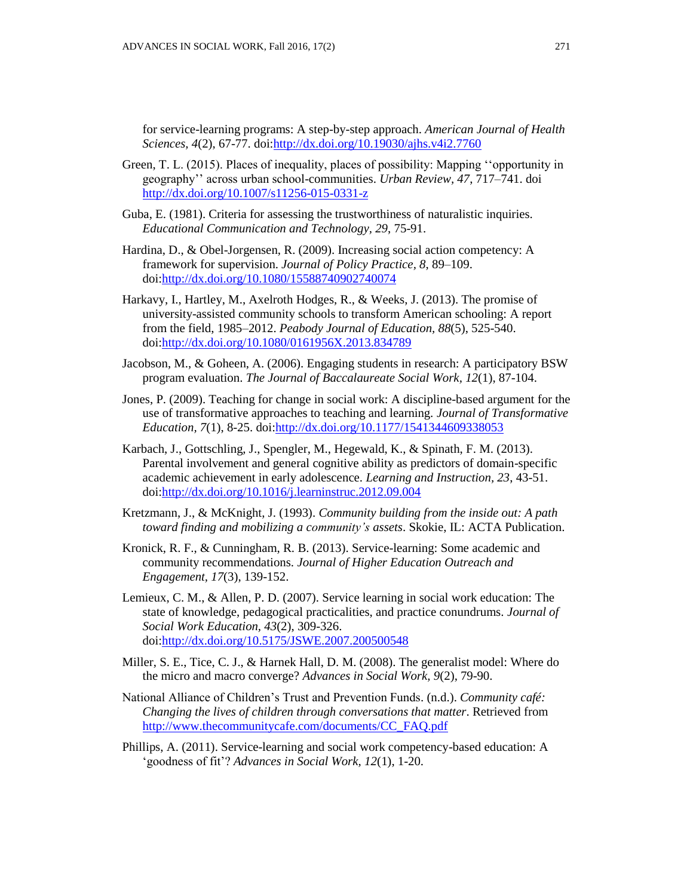for service-learning programs: A step-by-step approach. *American Journal of Health Sciences, 4*(2), 67-77. doi:http://dx.doi.org/10.19030/ajhs.v4i2.7760

Green, T. L. (2015). Places of inequality, places of possibility: Mapping ''opportunity in geography'' across urban school-communities. *Urban Review, 47*, 717–741. doi http://dx.doi.org/10.1007/s11256-015-0331-z

Guba, E. (1981). Criteria for assessing the trustworthiness of naturalistic inquiries. *Educational Communication and Technology, 29*, 75-91.

Hardina, D., & Obel-Jorgensen, R. (2009). Increasing social action competency: A framework for supervision. *Journal of Policy Practice, 8*, 89–109. doi:http://dx.doi.org/10.1080/15588740902740074

Harkavy, I., Hartley, M., Axelroth Hodges, R., & Weeks, J. (2013). The promise of university-assisted community schools to transform American schooling: A report from the field, 1985–2012. *Peabody Journal of Education, 88*(5), 525-540. doi:http://dx.doi.org/10.1080/0161956X.2013.834789

Jacobson, M., & Goheen, A. (2006). Engaging students in research: A participatory BSW program evaluation. *The Journal of Baccalaureate Social Work, 12*(1), 87-104.

Jones, P. (2009). Teaching for change in social work: A discipline-based argument for the use of transformative approaches to teaching and learning. *Journal of Transformative Education, 7*(1), 8-25. doi:http://dx.doi.org/10.1177/1541344609338053

Karbach, J., Gottschling, J., Spengler, M., Hegewald, K., & Spinath, F. M. (2013). Parental involvement and general cognitive ability as predictors of domain-specific academic achievement in early adolescence. *Learning and Instruction, 23*, 43-51. doi:http://dx.doi.org/10.1016/j.learninstruc.2012.09.004

Kretzmann, J., & McKnight, J. (1993). *Community building from the inside out: A path toward finding and mobilizing a community's assets*. Skokie, IL: ACTA Publication.

Kronick, R. F., & Cunningham, R. B. (2013). Service-learning: Some academic and community recommendations. *Journal of Higher Education Outreach and Engagement, 17*(3), 139-152.

Lemieux, C. M., & Allen, P. D. (2007). Service learning in social work education: The state of knowledge, pedagogical practicalities, and practice conundrums. *Journal of Social Work Education, 43*(2), 309-326. doi:http://dx.doi.org/10.5175/JSWE.2007.200500548

Miller, S. E., Tice, C. J., & Harnek Hall, D. M. (2008). The generalist model: Where do the micro and macro converge? *Advances in Social Work, 9*(2), 79-90.

National Alliance of Children's Trust and Prevention Funds. (n.d.). *Community café: Changing the lives of children through conversations that matter*. Retrieved from http://www.thecommunitycafe.com/documents/CC_FAQ.pdf

Phillips, A. (2011). Service-learning and social work competency-based education: A 'goodness of fit'? *Advances in Social Work, 12*(1), 1-20.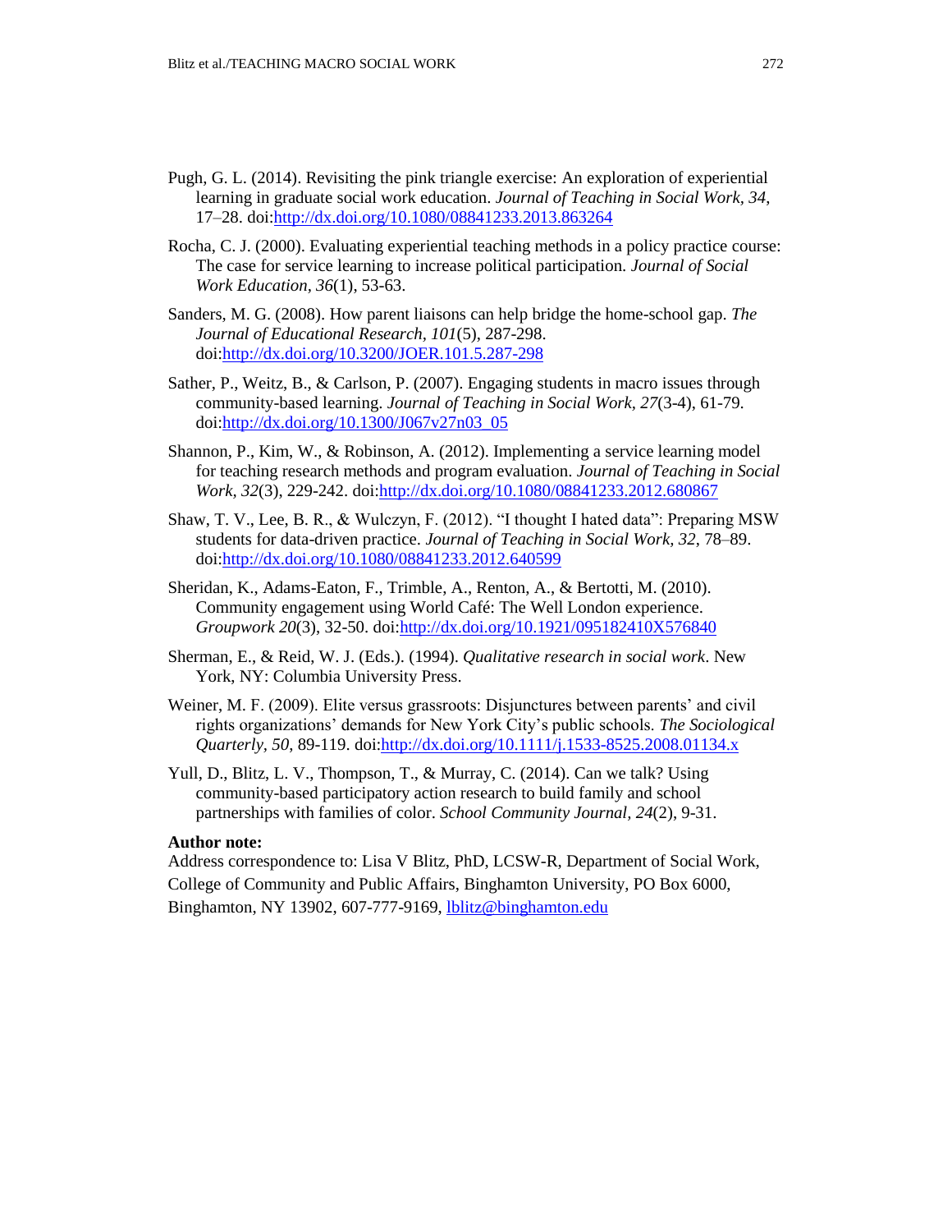Pugh, G. L. (2014). Revisiting the pink triangle exercise: An exploration of experiential learning in graduate social work education. *Journal of Teaching in Social Work, 34*, 17–28. doi:http://dx.doi.org/10.1080/08841233.2013.863264

Rocha, C. J. (2000). Evaluating experiential teaching methods in a policy practice course: The case for service learning to increase political participation. *Journal of Social Work Education, 36*(1), 53-63.

Sanders, M. G. (2008). How parent liaisons can help bridge the home-school gap. *The Journal of Educational Research, 101*(5), 287-298. doi:http://dx.doi.org/10.3200/JOER.101.5.287-298

Sather, P., Weitz, B., & Carlson, P. (2007). Engaging students in macro issues through community-based learning. *Journal of Teaching in Social Work, 27*(3-4), 61-79. doi:http://dx.doi.org/10.1300/J067v27n03_05

Shannon, P., Kim, W., & Robinson, A. (2012). Implementing a service learning model for teaching research methods and program evaluation. *Journal of Teaching in Social Work, 32*(3), 229-242. doi:http://dx.doi.org/10.1080/08841233.2012.680867

Shaw, T. V., Lee, B. R., & Wulczyn, F. (2012). "I thought I hated data": Preparing MSW students for data-driven practice. *Journal of Teaching in Social Work, 32*, 78–89. doi:http://dx.doi.org/10.1080/08841233.2012.640599

Sheridan, K., Adams-Eaton, F., Trimble, A., Renton, A., & Bertotti, M. (2010). Community engagement using World Café: The Well London experience. *Groupwork 20*(3), 32-50. doi:http://dx.doi.org/10.1921/095182410X576840

Sherman, E., & Reid, W. J. (Eds.). (1994). *Qualitative research in social work*. New York, NY: Columbia University Press.

Weiner, M. F. (2009). Elite versus grassroots: Disjunctures between parents' and civil rights organizations' demands for New York City's public schools. *The Sociological Quarterly, 50*, 89-119. doi:http://dx.doi.org/10.1111/j.1533-8525.2008.01134.x

Yull, D., Blitz, L. V., Thompson, T., & Murray, C. (2014). Can we talk? Using community-based participatory action research to build family and school partnerships with families of color. *School Community Journal, 24*(2), 9-31.

**Author note:**

Address correspondence to: Lisa V Blitz, PhD, LCSW-R, Department of Social Work, College of Community and Public Affairs, Binghamton University, PO Box 6000, Binghamton, NY 13902, 607-777-9169, lblitz@binghamton.edu